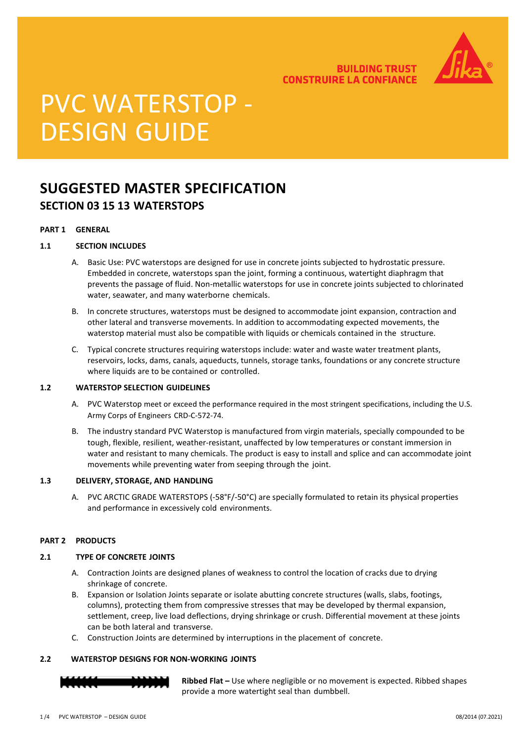BUILDING TRUST
CONSTRUIRE LA CONFIANCE

# PVC WATERSTOP - DESIGN GUIDE

## SUGGESTED MASTER SPECIFICATION

### SECTION 03 15 13 WATERSTOPS

**PART 1 GENERAL**

**1.1 SECTION INCLUDES**

A. Basic Use: PVC waterstops are designed for use in concrete joints subjected to hydrostatic pressure. Embedded in concrete, waterstops span the joint, forming a continuous, watertight diaphragm that prevents the passage of fluid. Non-metallic waterstops for use in concrete joints subjected to chlorinated water, seawater, and many waterborne chemicals.

B. In concrete structures, waterstops must be designed to accommodate joint expansion, contraction and other lateral and transverse movements. In addition to accommodating expected movements, the waterstop material must also be compatible with liquids or chemicals contained in the structure.

C. Typical concrete structures requiring waterstops include: water and waste water treatment plants, reservoirs, locks, dams, canals, aqueducts, tunnels, storage tanks, foundations or any concrete structure where liquids are to be contained or controlled.

**1.2 WATERSTOP SELECTION GUIDELINES**

A. PVC Waterstop meet or exceed the performance required in the most stringent specifications, including the U.S. Army Corps of Engineers CRD-C-572-74.

B. The industry standard PVC Waterstop is manufactured from virgin materials, specially compounded to be tough, flexible, resilient, weather-resistant, unaffected by low temperatures or constant immersion in water and resistant to many chemicals. The product is easy to install and splice and can accommodate joint movements while preventing water from seeping through the joint.

**1.3 DELIVERY, STORAGE, AND HANDLING**

A. PVC ARCTIC GRADE WATERSTOPS (-58°F/-50°C) are specially formulated to retain its physical properties and performance in excessively cold environments.

**PART 2 PRODUCTS**

**2.1 TYPE OF CONCRETE JOINTS**

A. Contraction Joints are designed planes of weakness to control the location of cracks due to drying shrinkage of concrete.

B. Expansion or Isolation Joints separate or isolate abutting concrete structures (walls, slabs, footings, columns), protecting them from compressive stresses that may be developed by thermal expansion, settlement, creep, live load deflections, drying shrinkage or crush. Differential movement at these joints can be both lateral and transverse.

C. Construction Joints are determined by interruptions in the placement of concrete.

**2.2 WATERSTOP DESIGNS FOR NON-WORKING JOINTS**

**Ribbed Flat –** Use where negligible or no movement is expected. Ribbed shapes provide a more watertight seal than dumbbell.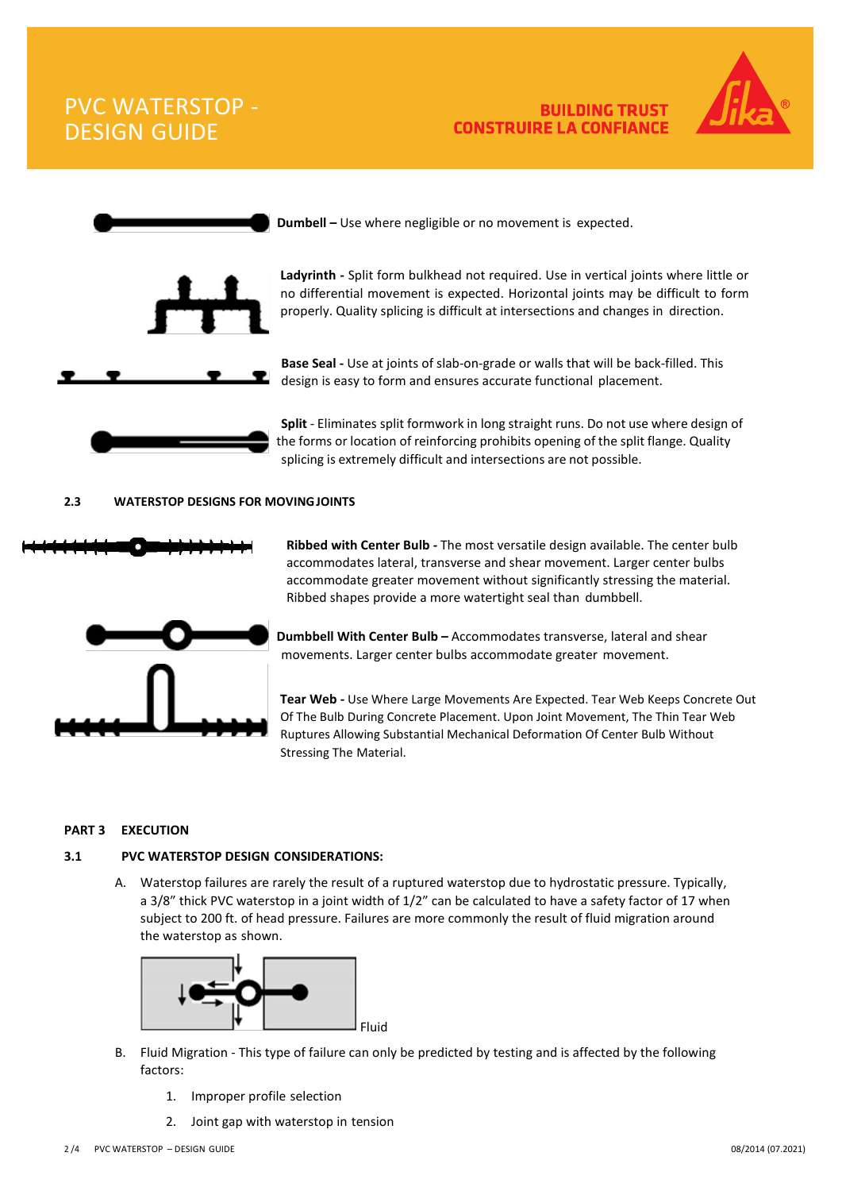**Dumbell –** Use where negligible or no movement is expected.

**Ladyrinth -** Split form bulkhead not required. Use in vertical joints where little or no differential movement is expected. Horizontal joints may be difficult to form properly. Quality splicing is difficult at intersections and changes in direction.

**Base Seal -** Use at joints of slab-on-grade or walls that will be back-filled. This design is easy to form and ensures accurate functional placement.

**Split** - Eliminates split formwork in long straight runs. Do not use where design of the forms or location of reinforcing prohibits opening of the split flange. Quality splicing is extremely difficult and intersections are not possible.

### 2.3 WATERSTOP DESIGNS FOR MOVING JOINTS

**Ribbed with Center Bulb -** The most versatile design available. The center bulb accommodates lateral, transverse and shear movement. Larger center bulbs accommodate greater movement without significantly stressing the material. Ribbed shapes provide a more watertight seal than dumbbell.

**Dumbbell With Center Bulb –** Accommodates transverse, lateral and shear movements. Larger center bulbs accommodate greater movement.

**Tear Web -** Use Where Large Movements Are Expected. Tear Web Keeps Concrete Out Of The Bulb During Concrete Placement. Upon Joint Movement, The Thin Tear Web Ruptures Allowing Substantial Mechanical Deformation Of Center Bulb Without Stressing The Material.

## PART 3 EXECUTION

### 3.1 PVC WATERSTOP DESIGN CONSIDERATIONS:

A. Waterstop failures are rarely the result of a ruptured waterstop due to hydrostatic pressure. Typically, a 3/8" thick PVC waterstop in a joint width of 1/2" can be calculated to have a safety factor of 17 when subject to 200 ft. of head pressure. Failures are more commonly the result of fluid migration around the waterstop as shown.

Fluid

B. Fluid Migration - This type of failure can only be predicted by testing and is affected by the following factors:

1. Improper profile selection
2. Joint gap with waterstop in tension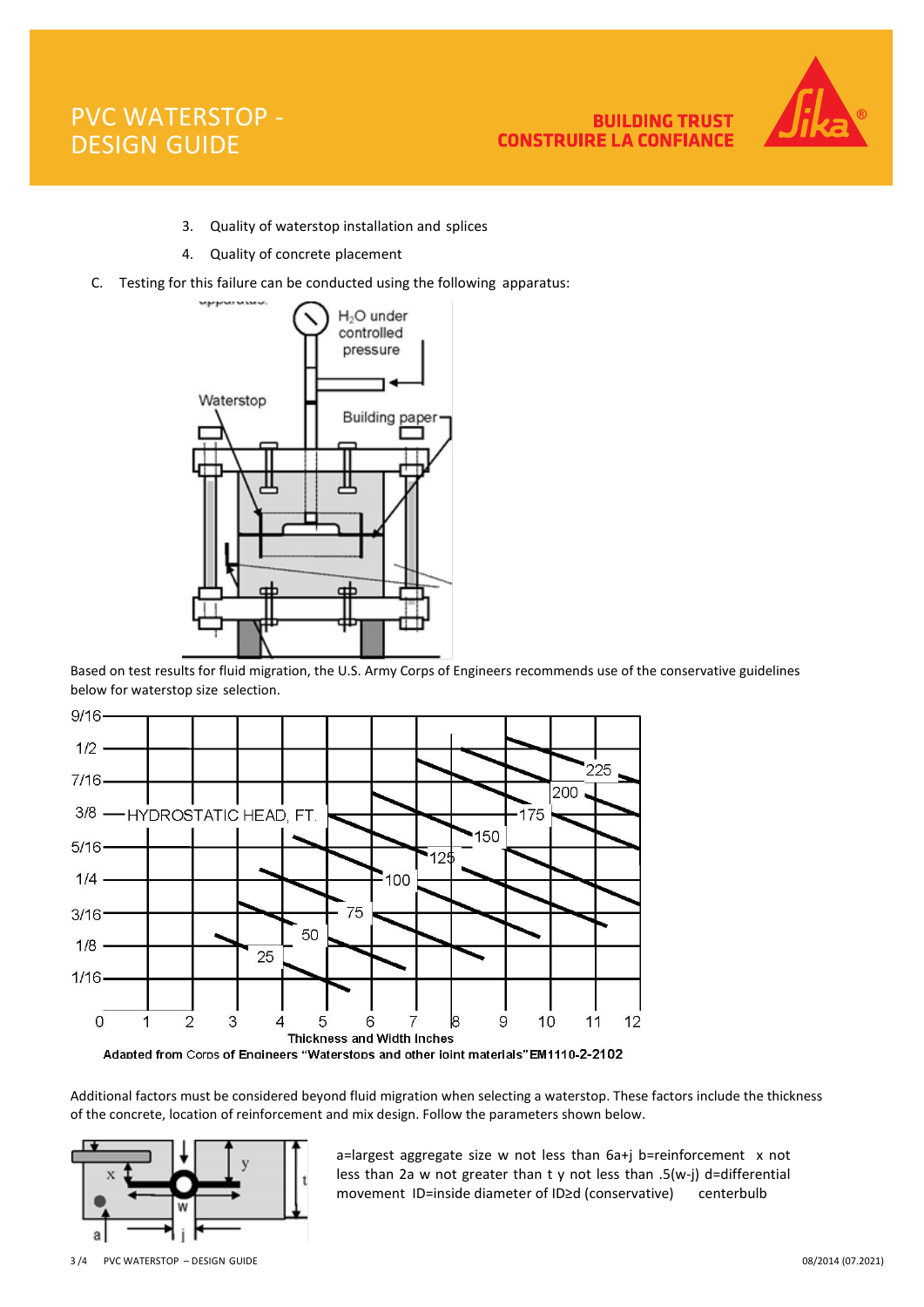3. Quality of waterstop installation and splices
4. Quality of concrete placement

C. Testing for this failure can be conducted using the following apparatus:

Based on test results for fluid migration, the U.S. Army Corps of Engineers recommends use of the conservative guidelines below for waterstop size selection.

Adapted from Corps of Engineers "Waterstops and other joint materials" EM1110-2-2102

Additional factors must be considered beyond fluid migration when selecting a waterstop. These factors include the thickness of the concrete, location of reinforcement and mix design. Follow the parameters shown below.

a=largest aggregate size w not less than 6a+j b=reinforcement x not less than 2a w not greater than t y not less than .5(w-j) d=differential movement ID=inside diameter of ID≥d (conservative) centerbulb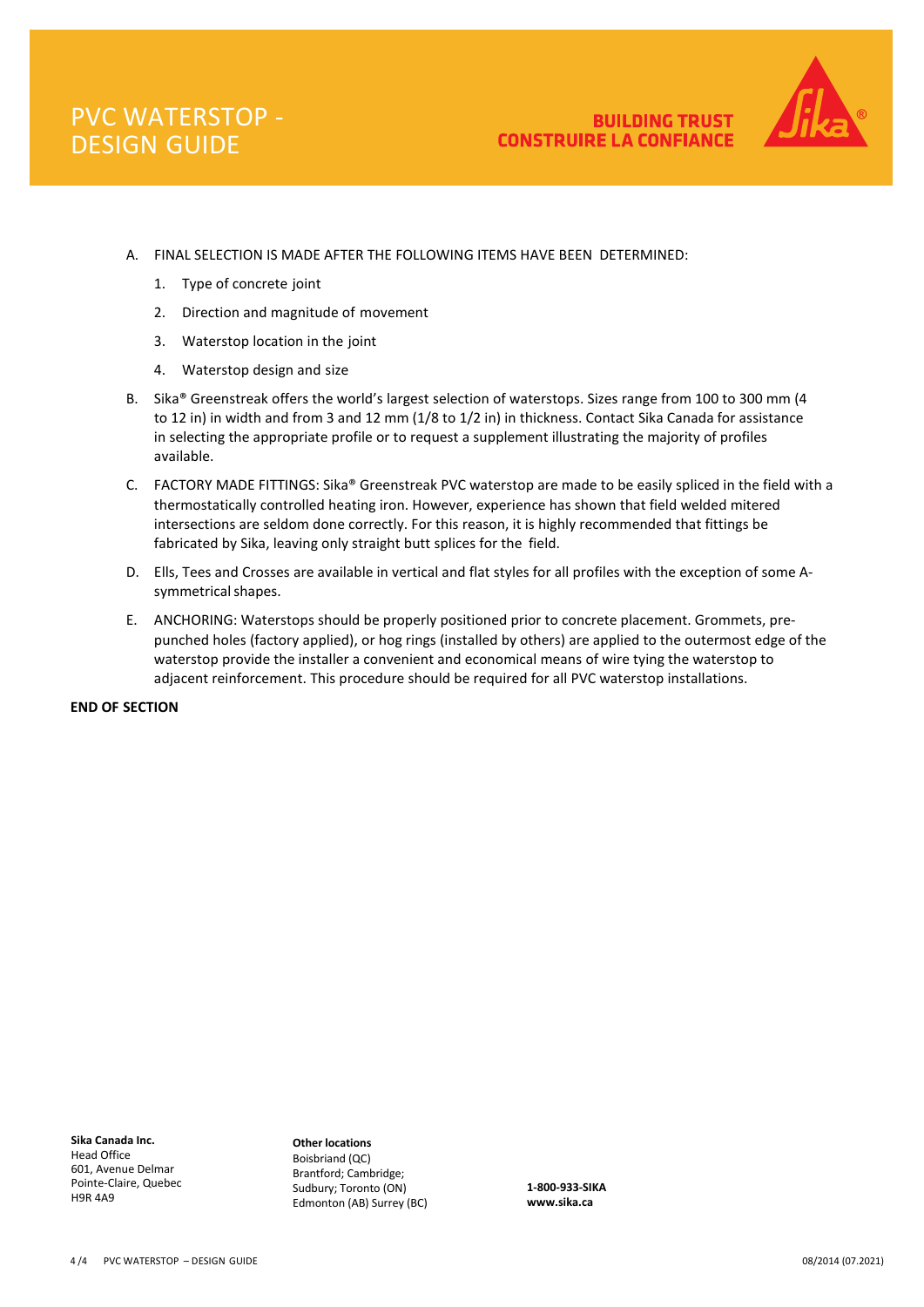A. FINAL SELECTION IS MADE AFTER THE FOLLOWING ITEMS HAVE BEEN DETERMINED:

1. Type of concrete joint
2. Direction and magnitude of movement
3. Waterstop location in the joint
4. Waterstop design and size

B. Sika® Greenstreak offers the world's largest selection of waterstops. Sizes range from 100 to 300 mm (4 to 12 in) in width and from 3 and 12 mm (1/8 to 1/2 in) in thickness. Contact Sika Canada for assistance in selecting the appropriate profile or to request a supplement illustrating the majority of profiles available.

C. FACTORY MADE FITTINGS: Sika® Greenstreak PVC waterstop are made to be easily spliced in the field with a thermostatically controlled heating iron. However, experience has shown that field welded mitered intersections are seldom done correctly. For this reason, it is highly recommended that fittings be fabricated by Sika, leaving only straight butt splices for the field.

D. Ells, Tees and Crosses are available in vertical and flat styles for all profiles with the exception of some A-symmetrical shapes.

E. ANCHORING: Waterstops should be properly positioned prior to concrete placement. Grommets, pre-punched holes (factory applied), or hog rings (installed by others) are applied to the outermost edge of the waterstop provide the installer a convenient and economical means of wire tying the waterstop to adjacent reinforcement. This procedure should be required for all PVC waterstop installations.

**END OF SECTION**

**Sika Canada Inc.**
Head Office
601, Avenue Delmar
Pointe-Claire, Quebec
H9R 4A9

**Other locations**
Boisbriand (QC)
Brantford; Cambridge;
Sudbury; Toronto (ON)
Edmonton (AB) Surrey (BC)

**1-800-933-SIKA**
**www.sika.ca**